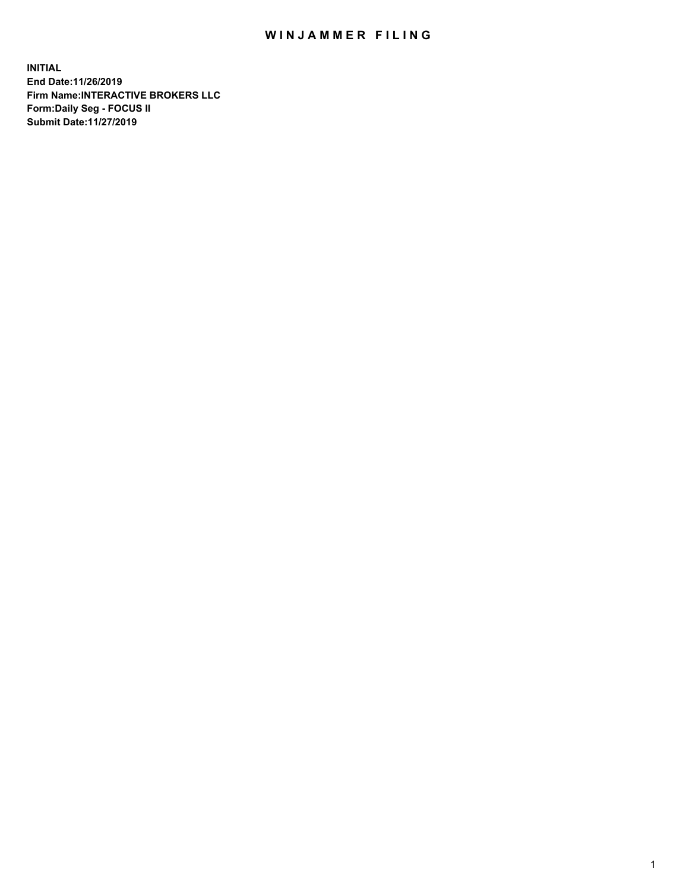# WINJAMMER FILING

**INITIAL**
**End Date:11/26/2019**
**Firm Name:INTERACTIVE BROKERS LLC**
**Form:Daily Seg - FOCUS II**
**Submit Date:11/27/2019**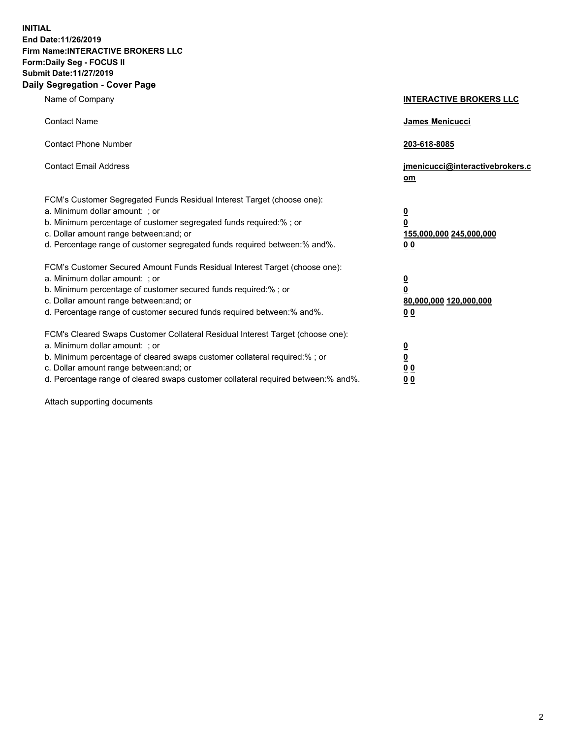**INITIAL**
**End Date:11/26/2019**
**Firm Name:INTERACTIVE BROKERS LLC**
**Form:Daily Seg - FOCUS II**
**Submit Date:11/27/2019**

## Daily Segregation - Cover Page

| | |
|---|---|
| Name of Company | **INTERACTIVE BROKERS LLC** |
| Contact Name | **James Menicucci** |
| Contact Phone Number | **203-618-8085** |
| Contact Email Address | **jmenicucci@interactivebrokers.com** |

FCM's Customer Segregated Funds Residual Interest Target (choose one):

| | |
|---|---|
| a. Minimum dollar amount: ; or | **0** |
| b. Minimum percentage of customer segregated funds required:% ; or | **0** |
| c. Dollar amount range between:and; or | **155,000,000 245,000,000** |
| d. Percentage range of customer segregated funds required between:% and%. | **0 0** |

FCM's Customer Secured Amount Funds Residual Interest Target (choose one):

| | |
|---|---|
| a. Minimum dollar amount: ; or | **0** |
| b. Minimum percentage of customer secured funds required:% ; or | **0** |
| c. Dollar amount range between:and; or | **80,000,000 120,000,000** |
| d. Percentage range of customer secured funds required between:% and%. | **0 0** |

FCM's Cleared Swaps Customer Collateral Residual Interest Target (choose one):

| | |
|---|---|
| a. Minimum dollar amount: ; or | **0** |
| b. Minimum percentage of cleared swaps customer collateral required:% ; or | **0** |
| c. Dollar amount range between:and; or | **0 0** |
| d. Percentage range of cleared swaps customer collateral required between:% and%. | **0 0** |

Attach supporting documents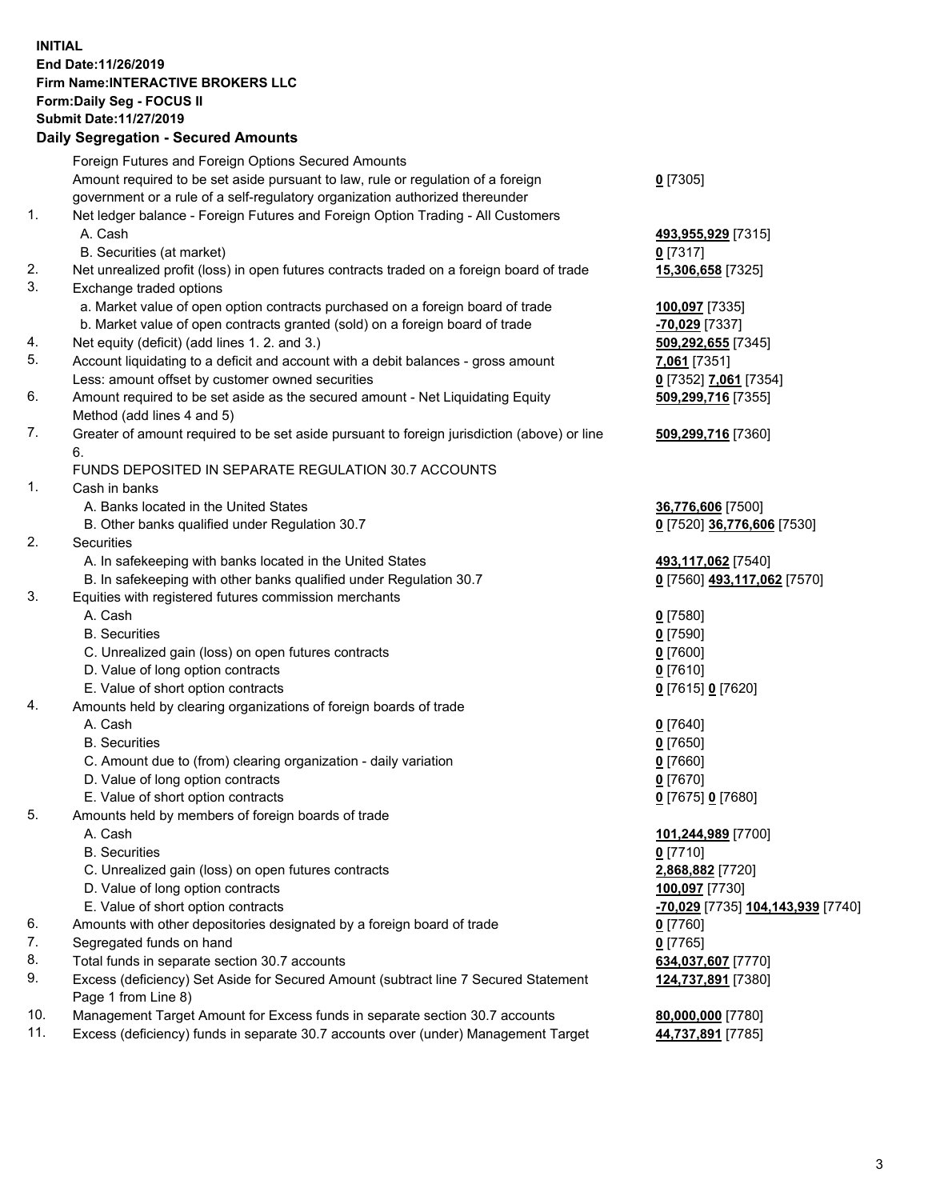**INITIAL**
**End Date:11/26/2019**
**Firm Name:INTERACTIVE BROKERS LLC**
**Form:Daily Seg - FOCUS II**
**Submit Date:11/27/2019**

## Daily Segregation - Secured Amounts

| | | |
|---|---|---|
| | Foreign Futures and Foreign Options Secured Amounts | |
| | Amount required to be set aside pursuant to law, rule or regulation of a foreign government or a rule of a self-regulatory organization authorized thereunder | **0** [7305] |
| 1. | Net ledger balance - Foreign Futures and Foreign Option Trading - All Customers | |
| | A. Cash | **493,955,929** [7315] |
| | B. Securities (at market) | **0** [7317] |
| 2. | Net unrealized profit (loss) in open futures contracts traded on a foreign board of trade | **15,306,658** [7325] |
| 3. | Exchange traded options | |
| | a. Market value of open option contracts purchased on a foreign board of trade | **100,097** [7335] |
| | b. Market value of open contracts granted (sold) on a foreign board of trade | **-70,029** [7337] |
| 4. | Net equity (deficit) (add lines 1. 2. and 3.) | **509,292,655** [7345] |
| 5. | Account liquidating to a deficit and account with a debit balances - gross amount | **7,061** [7351] |
| | Less: amount offset by customer owned securities | **0** [7352] **7,061** [7354] |
| 6. | Amount required to be set aside as the secured amount - Net Liquidating Equity Method (add lines 4 and 5) | **509,299,716** [7355] |
| 7. | Greater of amount required to be set aside pursuant to foreign jurisdiction (above) or line 6. | **509,299,716** [7360] |
| | FUNDS DEPOSITED IN SEPARATE REGULATION 30.7 ACCOUNTS | |
| 1. | Cash in banks | |
| | A. Banks located in the United States | **36,776,606** [7500] |
| | B. Other banks qualified under Regulation 30.7 | **0** [7520] **36,776,606** [7530] |
| 2. | Securities | |
| | A. In safekeeping with banks located in the United States | **493,117,062** [7540] |
| | B. In safekeeping with other banks qualified under Regulation 30.7 | **0** [7560] **493,117,062** [7570] |
| 3. | Equities with registered futures commission merchants | |
| | A. Cash | **0** [7580] |
| | B. Securities | **0** [7590] |
| | C. Unrealized gain (loss) on open futures contracts | **0** [7600] |
| | D. Value of long option contracts | **0** [7610] |
| | E. Value of short option contracts | **0** [7615] **0** [7620] |
| 4. | Amounts held by clearing organizations of foreign boards of trade | |
| | A. Cash | **0** [7640] |
| | B. Securities | **0** [7650] |
| | C. Amount due to (from) clearing organization - daily variation | **0** [7660] |
| | D. Value of long option contracts | **0** [7670] |
| | E. Value of short option contracts | **0** [7675] **0** [7680] |
| 5. | Amounts held by members of foreign boards of trade | |
| | A. Cash | **101,244,989** [7700] |
| | B. Securities | **0** [7710] |
| | C. Unrealized gain (loss) on open futures contracts | **2,868,882** [7720] |
| | D. Value of long option contracts | **100,097** [7730] |
| | E. Value of short option contracts | **-70,029** [7735] **104,143,939** [7740] |
| 6. | Amounts with other depositories designated by a foreign board of trade | **0** [7760] |
| 7. | Segregated funds on hand | **0** [7765] |
| 8. | Total funds in separate section 30.7 accounts | **634,037,607** [7770] |
| 9. | Excess (deficiency) Set Aside for Secured Amount (subtract line 7 Secured Statement Page 1 from Line 8) | **124,737,891** [7380] |
| 10. | Management Target Amount for Excess funds in separate section 30.7 accounts | **80,000,000** [7780] |
| 11. | Excess (deficiency) funds in separate 30.7 accounts over (under) Management Target | **44,737,891** [7785] |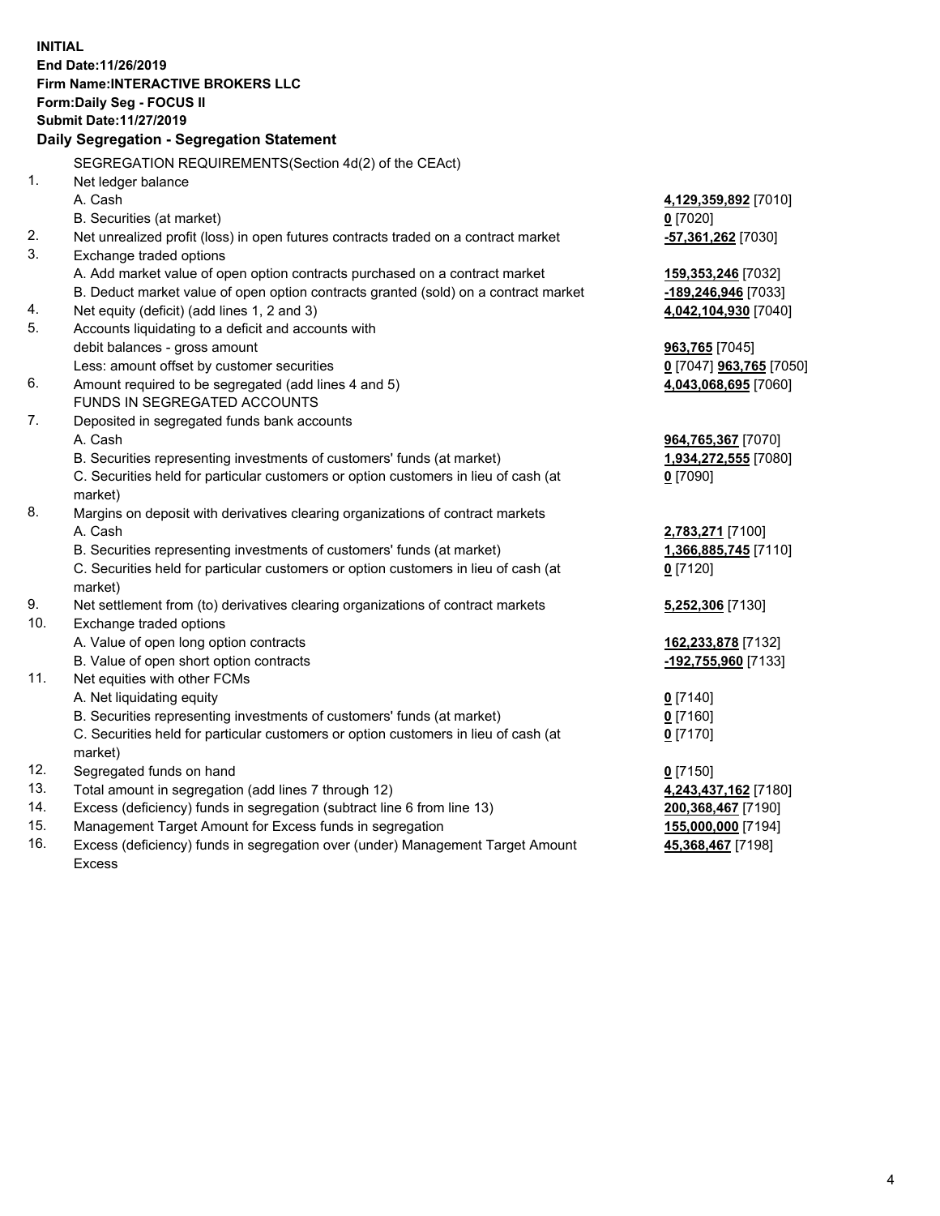**INITIAL**
**End Date:11/26/2019**
**Firm Name:INTERACTIVE BROKERS LLC**
**Form:Daily Seg - FOCUS II**
**Submit Date:11/27/2019**

### Daily Segregation - Segregation Statement

| | | |
|---|---|---|
| | SEGREGATION REQUIREMENTS(Section 4d(2) of the CEAct) | |
| 1. | Net ledger balance | |
| | A. Cash | **4,129,359,892** [7010] |
| | B. Securities (at market) | **0** [7020] |
| 2. | Net unrealized profit (loss) in open futures contracts traded on a contract market | **-57,361,262** [7030] |
| 3. | Exchange traded options | |
| | A. Add market value of open option contracts purchased on a contract market | **159,353,246** [7032] |
| | B. Deduct market value of open option contracts granted (sold) on a contract market | **-189,246,946** [7033] |
| 4. | Net equity (deficit) (add lines 1, 2 and 3) | **4,042,104,930** [7040] |
| 5. | Accounts liquidating to a deficit and accounts with | |
| | debit balances - gross amount | **963,765** [7045] |
| | Less: amount offset by customer securities | **0** [7047] **963,765** [7050] |
| 6. | Amount required to be segregated (add lines 4 and 5) | **4,043,068,695** [7060] |
| | FUNDS IN SEGREGATED ACCOUNTS | |
| 7. | Deposited in segregated funds bank accounts | |
| | A. Cash | **964,765,367** [7070] |
| | B. Securities representing investments of customers' funds (at market) | **1,934,272,555** [7080] |
| | C. Securities held for particular customers or option customers in lieu of cash (at market) | **0** [7090] |
| 8. | Margins on deposit with derivatives clearing organizations of contract markets | |
| | A. Cash | **2,783,271** [7100] |
| | B. Securities representing investments of customers' funds (at market) | **1,366,885,745** [7110] |
| | C. Securities held for particular customers or option customers in lieu of cash (at market) | **0** [7120] |
| 9. | Net settlement from (to) derivatives clearing organizations of contract markets | **5,252,306** [7130] |
| 10. | Exchange traded options | |
| | A. Value of open long option contracts | **162,233,878** [7132] |
| | B. Value of open short option contracts | **-192,755,960** [7133] |
| 11. | Net equities with other FCMs | |
| | A. Net liquidating equity | **0** [7140] |
| | B. Securities representing investments of customers' funds (at market) | **0** [7160] |
| | C. Securities held for particular customers or option customers in lieu of cash (at market) | **0** [7170] |
| 12. | Segregated funds on hand | **0** [7150] |
| 13. | Total amount in segregation (add lines 7 through 12) | **4,243,437,162** [7180] |
| 14. | Excess (deficiency) funds in segregation (subtract line 6 from line 13) | **200,368,467** [7190] |
| 15. | Management Target Amount for Excess funds in segregation | **155,000,000** [7194] |
| 16. | Excess (deficiency) funds in segregation over (under) Management Target Amount Excess | **45,368,467** [7198] |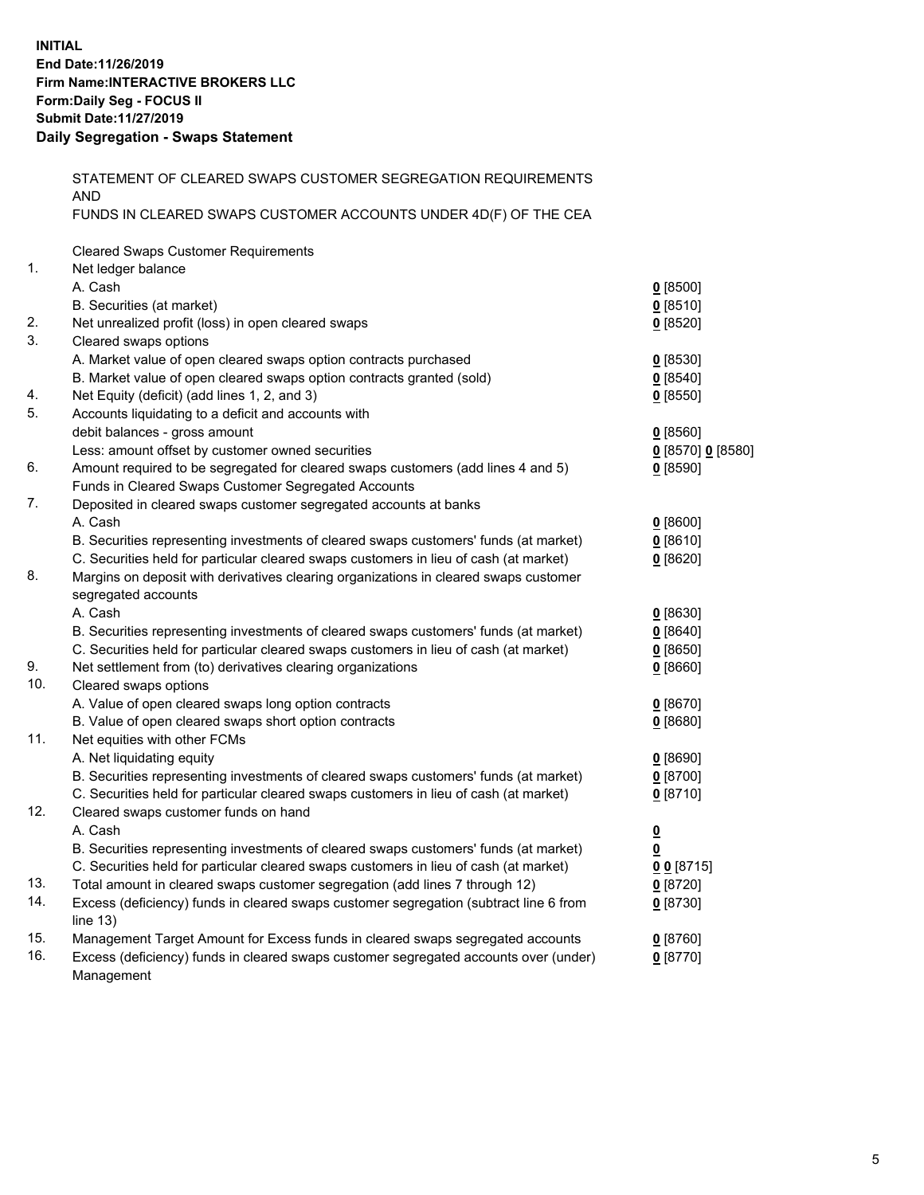**INITIAL**
**End Date:11/26/2019**
**Firm Name:INTERACTIVE BROKERS LLC**
**Form:Daily Seg - FOCUS II**
**Submit Date:11/27/2019**
**Daily Segregation - Swaps Statement**

STATEMENT OF CLEARED SWAPS CUSTOMER SEGREGATION REQUIREMENTS AND FUNDS IN CLEARED SWAPS CUSTOMER ACCOUNTS UNDER 4D(F) OF THE CEA

| | | |
|---|---|---|
| | Cleared Swaps Customer Requirements | |
| 1. | Net ledger balance | |
| | A. Cash | 0 [8500] |
| | B. Securities (at market) | 0 [8510] |
| 2. | Net unrealized profit (loss) in open cleared swaps | 0 [8520] |
| 3. | Cleared swaps options | |
| | A. Market value of open cleared swaps option contracts purchased | 0 [8530] |
| | B. Market value of open cleared swaps option contracts granted (sold) | 0 [8540] |
| 4. | Net Equity (deficit) (add lines 1, 2, and 3) | 0 [8550] |
| 5. | Accounts liquidating to a deficit and accounts with debit balances - gross amount | 0 [8560] |
| | Less: amount offset by customer owned securities | 0 [8570] 0 [8580] |
| 6. | Amount required to be segregated for cleared swaps customers (add lines 4 and 5) | 0 [8590] |
| | Funds in Cleared Swaps Customer Segregated Accounts | |
| 7. | Deposited in cleared swaps customer segregated accounts at banks | |
| | A. Cash | 0 [8600] |
| | B. Securities representing investments of cleared swaps customers' funds (at market) | 0 [8610] |
| | C. Securities held for particular cleared swaps customers in lieu of cash (at market) | 0 [8620] |
| 8. | Margins on deposit with derivatives clearing organizations in cleared swaps customer segregated accounts | |
| | A. Cash | 0 [8630] |
| | B. Securities representing investments of cleared swaps customers' funds (at market) | 0 [8640] |
| | C. Securities held for particular cleared swaps customers in lieu of cash (at market) | 0 [8650] |
| 9. | Net settlement from (to) derivatives clearing organizations | 0 [8660] |
| 10. | Cleared swaps options | |
| | A. Value of open cleared swaps long option contracts | 0 [8670] |
| | B. Value of open cleared swaps short option contracts | 0 [8680] |
| 11. | Net equities with other FCMs | |
| | A. Net liquidating equity | 0 [8690] |
| | B. Securities representing investments of cleared swaps customers' funds (at market) | 0 [8700] |
| | C. Securities held for particular cleared swaps customers in lieu of cash (at market) | 0 [8710] |
| 12. | Cleared swaps customer funds on hand | |
| | A. Cash | 0 |
| | B. Securities representing investments of cleared swaps customers' funds (at market) | 0 |
| | C. Securities held for particular cleared swaps customers in lieu of cash (at market) | 0 0 [8715] |
| 13. | Total amount in cleared swaps customer segregation (add lines 7 through 12) | 0 [8720] |
| 14. | Excess (deficiency) funds in cleared swaps customer segregation (subtract line 6 from line 13) | 0 [8730] |
| 15. | Management Target Amount for Excess funds in cleared swaps segregated accounts | 0 [8760] |
| 16. | Excess (deficiency) funds in cleared swaps customer segregated accounts over (under) Management | 0 [8770] |